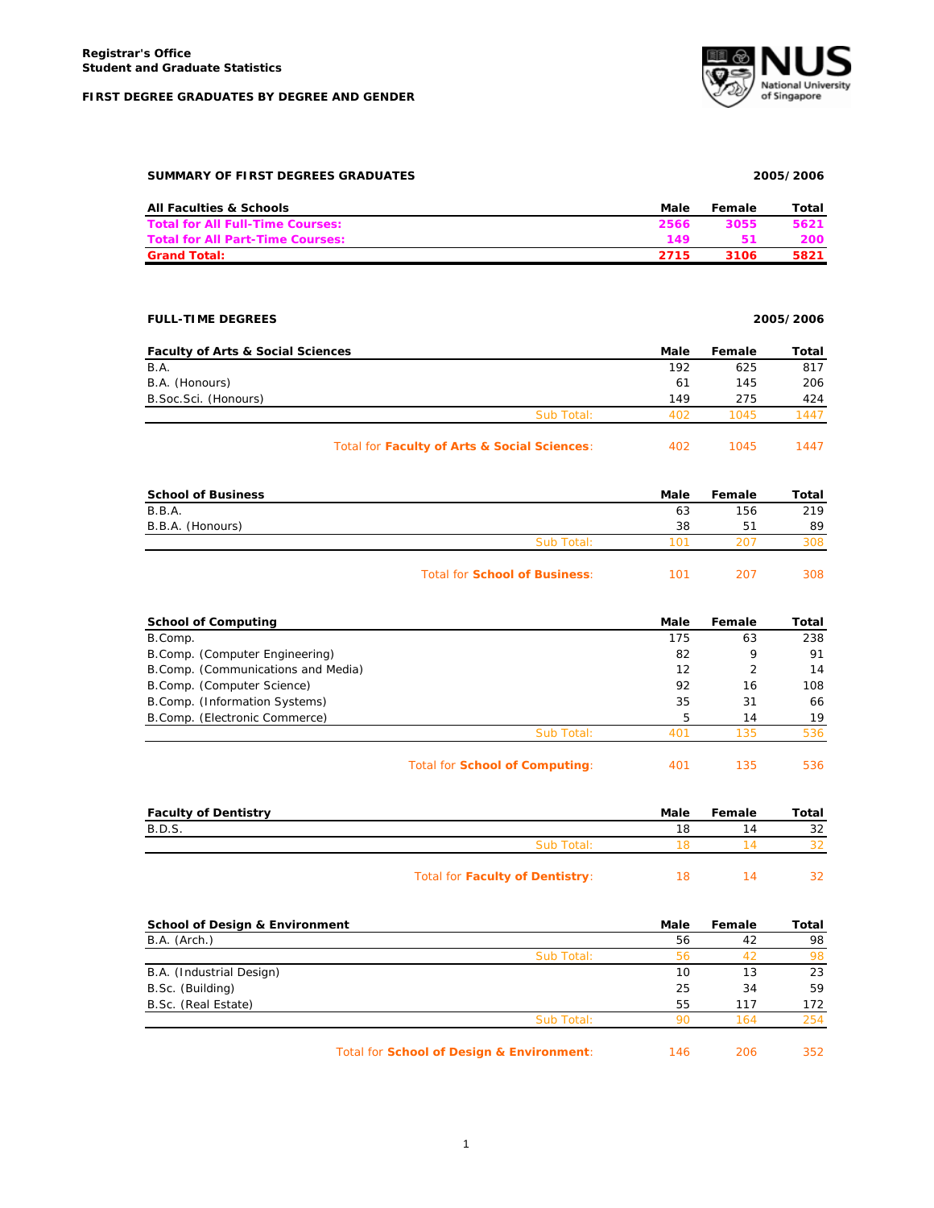**Registrar's Office**
**Student and Graduate Statistics**

**FIRST DEGREE GRADUATES BY DEGREE AND GENDER**

## SUMMARY OF FIRST DEGREES GRADUATES 2005/2006

| All Faculties & Schools | Male | Female | Total |
|---|---|---|---|
| **Total for All Full-Time Courses:** | **2566** | **3055** | **5621** |
| **Total for All Part-Time Courses:** | **149** | **51** | **200** |
| **Grand Total:** | **2715** | **3106** | **5821** |

## FULL-TIME DEGREES 2005/2006

| Faculty of Arts & Social Sciences | Male | Female | Total |
|---|---|---|---|
| B.A. | 192 | 625 | 817 |
| B.A. (Honours) | 61 | 145 | 206 |
| B.Soc.Sci. (Honours) | 149 | 275 | 424 |
| Sub Total: | 402 | 1045 | 1447 |
| Total for **Faculty of Arts & Social Sciences**: | 402 | 1045 | 1447 |

| School of Business | Male | Female | Total |
|---|---|---|---|
| B.B.A. | 63 | 156 | 219 |
| B.B.A. (Honours) | 38 | 51 | 89 |
| Sub Total: | 101 | 207 | 308 |
| Total for **School of Business**: | 101 | 207 | 308 |

| School of Computing | Male | Female | Total |
|---|---|---|---|
| B.Comp. | 175 | 63 | 238 |
| B.Comp. (Computer Engineering) | 82 | 9 | 91 |
| B.Comp. (Communications and Media) | 12 | 2 | 14 |
| B.Comp. (Computer Science) | 92 | 16 | 108 |
| B.Comp. (Information Systems) | 35 | 31 | 66 |
| B.Comp. (Electronic Commerce) | 5 | 14 | 19 |
| Sub Total: | 401 | 135 | 536 |
| Total for **School of Computing**: | 401 | 135 | 536 |

| Faculty of Dentistry | Male | Female | Total |
|---|---|---|---|
| B.D.S. | 18 | 14 | 32 |
| Sub Total: | 18 | 14 | 32 |
| Total for **Faculty of Dentistry**: | 18 | 14 | 32 |

| School of Design & Environment | Male | Female | Total |
|---|---|---|---|
| B.A. (Arch.) | 56 | 42 | 98 |
| Sub Total: | 56 | 42 | 98 |
| B.A. (Industrial Design) | 10 | 13 | 23 |
| B.Sc. (Building) | 25 | 34 | 59 |
| B.Sc. (Real Estate) | 55 | 117 | 172 |
| Sub Total: | 90 | 164 | 254 |
| Total for **School of Design & Environment**: | 146 | 206 | 352 |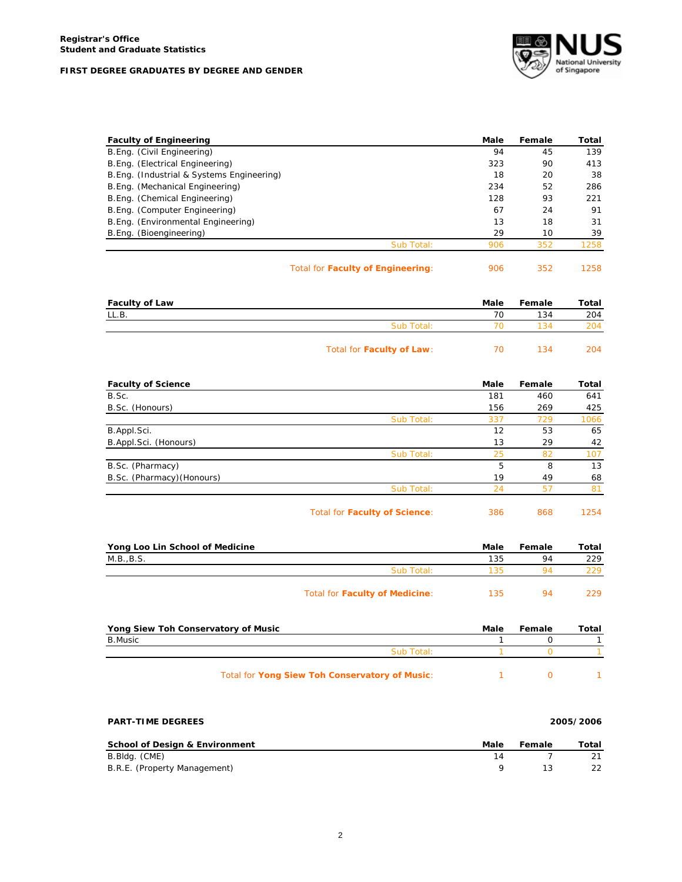**Registrar's Office**
**Student and Graduate Statistics**

**FIRST DEGREE GRADUATES BY DEGREE AND GENDER**

| Faculty of Engineering | Male | Female | Total |
|---|---|---|---|
| B.Eng. (Civil Engineering) | 94 | 45 | 139 |
| B.Eng. (Electrical Engineering) | 323 | 90 | 413 |
| B.Eng. (Industrial & Systems Engineering) | 18 | 20 | 38 |
| B.Eng. (Mechanical Engineering) | 234 | 52 | 286 |
| B.Eng. (Chemical Engineering) | 128 | 93 | 221 |
| B.Eng. (Computer Engineering) | 67 | 24 | 91 |
| B.Eng. (Environmental Engineering) | 13 | 18 | 31 |
| B.Eng. (Bioengineering) | 29 | 10 | 39 |
| Sub Total: | 906 | 352 | 1258 |
| Total for **Faculty of Engineering**: | 906 | 352 | 1258 |

| Faculty of Law | Male | Female | Total |
|---|---|---|---|
| LL.B. | 70 | 134 | 204 |
| Sub Total: | 70 | 134 | 204 |
| Total for **Faculty of Law**: | 70 | 134 | 204 |

| Faculty of Science | Male | Female | Total |
|---|---|---|---|
| B.Sc. | 181 | 460 | 641 |
| B.Sc. (Honours) | 156 | 269 | 425 |
| Sub Total: | 337 | 729 | 1066 |
| B.Appl.Sci. | 12 | 53 | 65 |
| B.Appl.Sci. (Honours) | 13 | 29 | 42 |
| Sub Total: | 25 | 82 | 107 |
| B.Sc. (Pharmacy) | 5 | 8 | 13 |
| B.Sc. (Pharmacy)(Honours) | 19 | 49 | 68 |
| Sub Total: | 24 | 57 | 81 |
| Total for **Faculty of Science**: | 386 | 868 | 1254 |

| Yong Loo Lin School of Medicine | Male | Female | Total |
|---|---|---|---|
| M.B.,B.S. | 135 | 94 | 229 |
| Sub Total: | 135 | 94 | 229 |
| Total for **Faculty of Medicine**: | 135 | 94 | 229 |

| Yong Siew Toh Conservatory of Music | Male | Female | Total |
|---|---|---|---|
| B.Music | 1 | 0 | 1 |
| Sub Total: | 1 | 0 | 1 |
| Total for **Yong Siew Toh Conservatory of Music**: | 1 | 0 | 1 |

**PART-TIME DEGREES** **2005/2006**

| School of Design & Environment | Male | Female | Total |
|---|---|---|---|
| B.Bldg. (CME) | 14 | 7 | 21 |
| B.R.E. (Property Management) | 9 | 13 | 22 |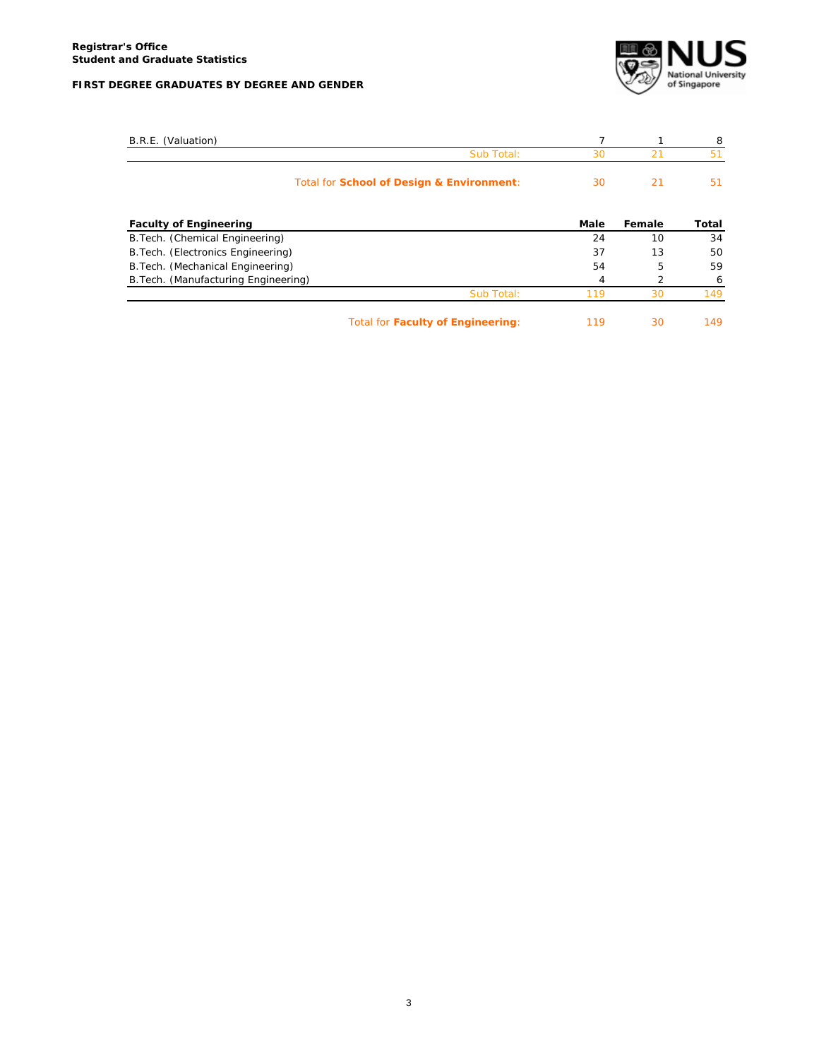| | Male | Female | Total |
|---|---|---|---|
| B.R.E. (Valuation) | 7 | 1 | 8 |
| Sub Total: | 30 | 21 | 51 |
| Total for **School of Design & Environment**: | 30 | 21 | 51 |

| **Faculty of Engineering** | **Male** | **Female** | **Total** |
|---|---|---|---|
| B.Tech. (Chemical Engineering) | 24 | 10 | 34 |
| B.Tech. (Electronics Engineering) | 37 | 13 | 50 |
| B.Tech. (Mechanical Engineering) | 54 | 5 | 59 |
| B.Tech. (Manufacturing Engineering) | 4 | 2 | 6 |
| Sub Total: | 119 | 30 | 149 |
| Total for **Faculty of Engineering**: | 119 | 30 | 149 |